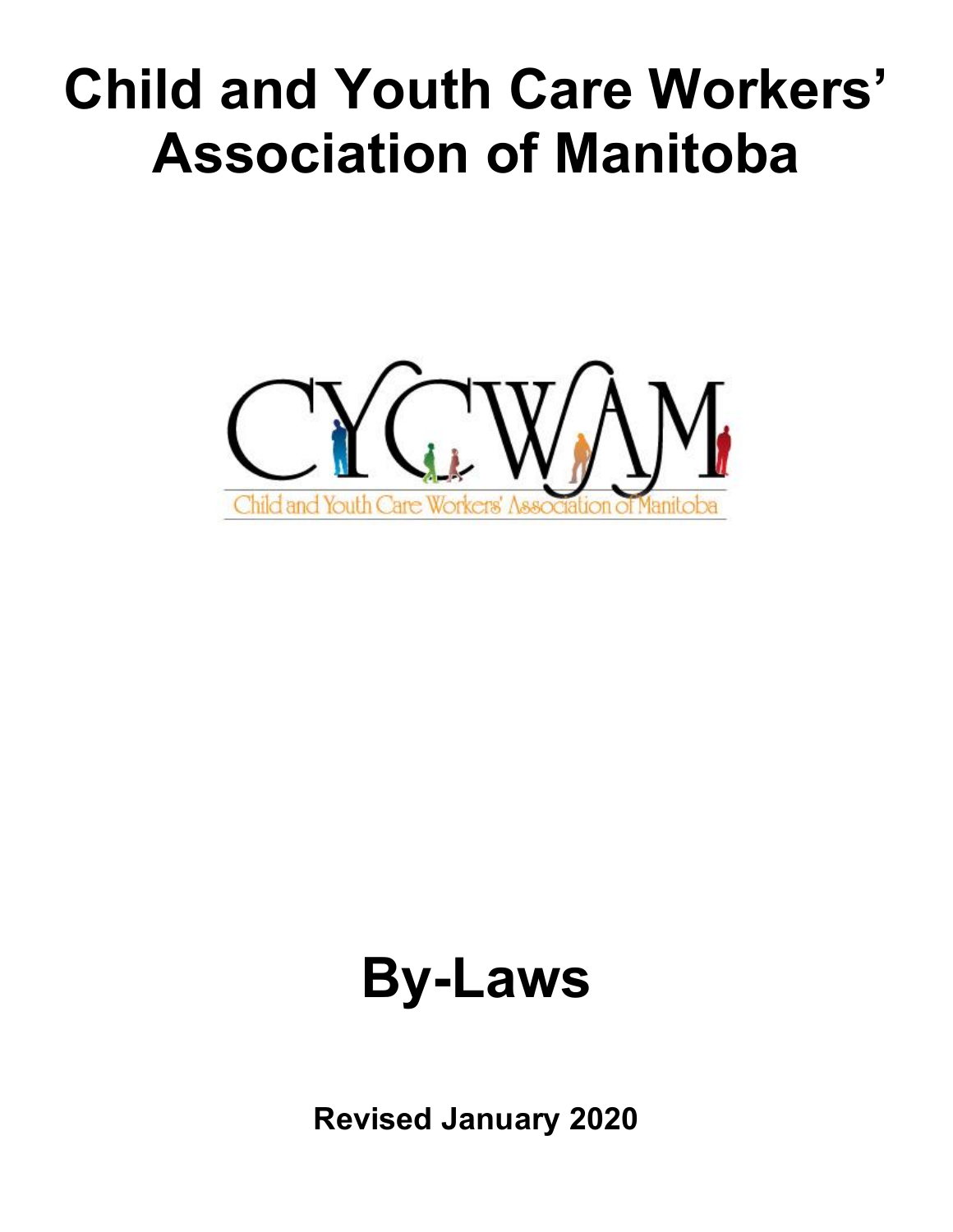# Child and Youth Care Workers' Association of Manitoba

CYCWAM

Child and Youth Care Workers' Association of Manitoba

# By-Laws

**Revised January 2020**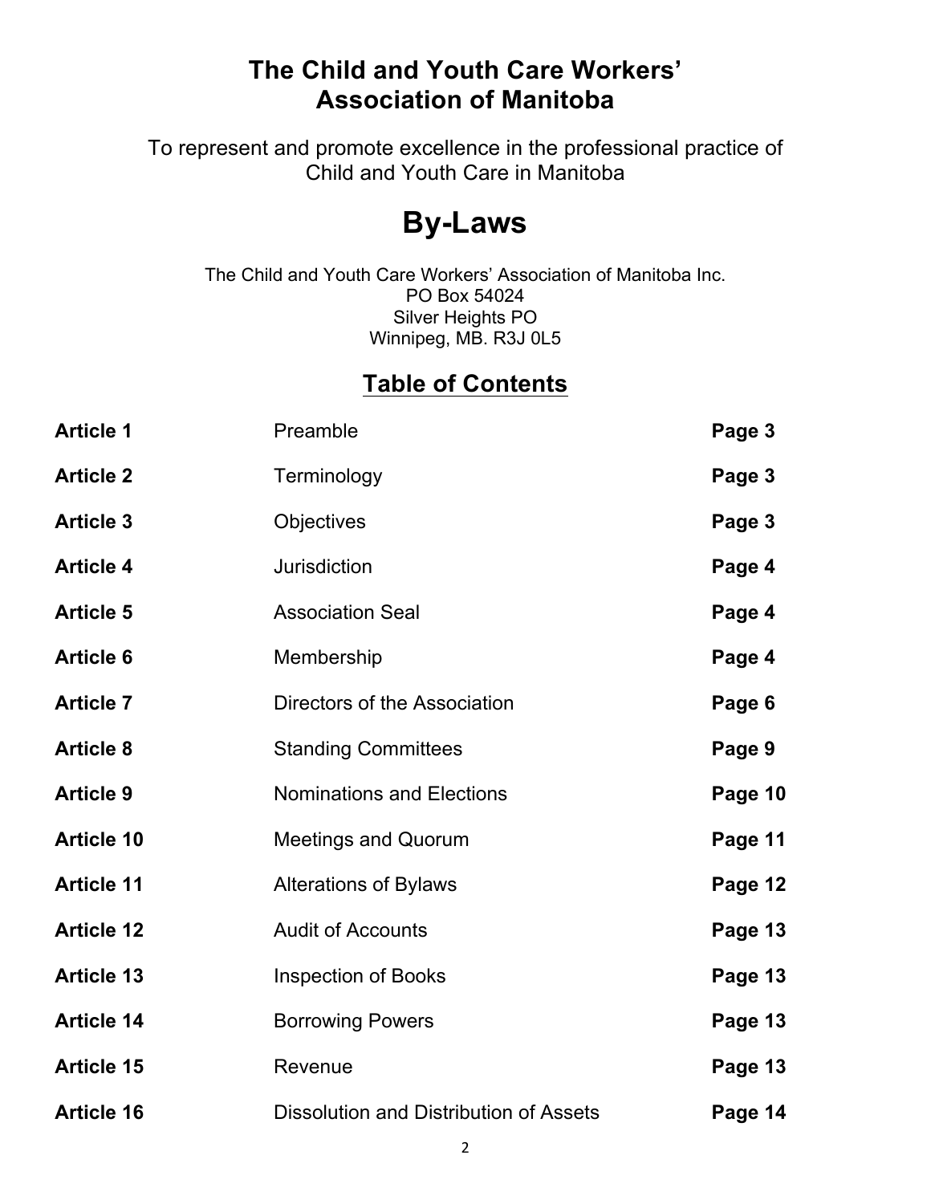# The Child and Youth Care Workers' Association of Manitoba

To represent and promote excellence in the professional practice of Child and Youth Care in Manitoba

# By-Laws

The Child and Youth Care Workers' Association of Manitoba Inc.
PO Box 54024
Silver Heights PO
Winnipeg, MB. R3J 0L5

## Table of Contents

| | | |
|---|---|---|
| **Article 1** | Preamble | **Page 3** |
| **Article 2** | Terminology | **Page 3** |
| **Article 3** | Objectives | **Page 3** |
| **Article 4** | Jurisdiction | **Page 4** |
| **Article 5** | Association Seal | **Page 4** |
| **Article 6** | Membership | **Page 4** |
| **Article 7** | Directors of the Association | **Page 6** |
| **Article 8** | Standing Committees | **Page 9** |
| **Article 9** | Nominations and Elections | **Page 10** |
| **Article 10** | Meetings and Quorum | **Page 11** |
| **Article 11** | Alterations of Bylaws | **Page 12** |
| **Article 12** | Audit of Accounts | **Page 13** |
| **Article 13** | Inspection of Books | **Page 13** |
| **Article 14** | Borrowing Powers | **Page 13** |
| **Article 15** | Revenue | **Page 13** |
| **Article 16** | Dissolution and Distribution of Assets | **Page 14** |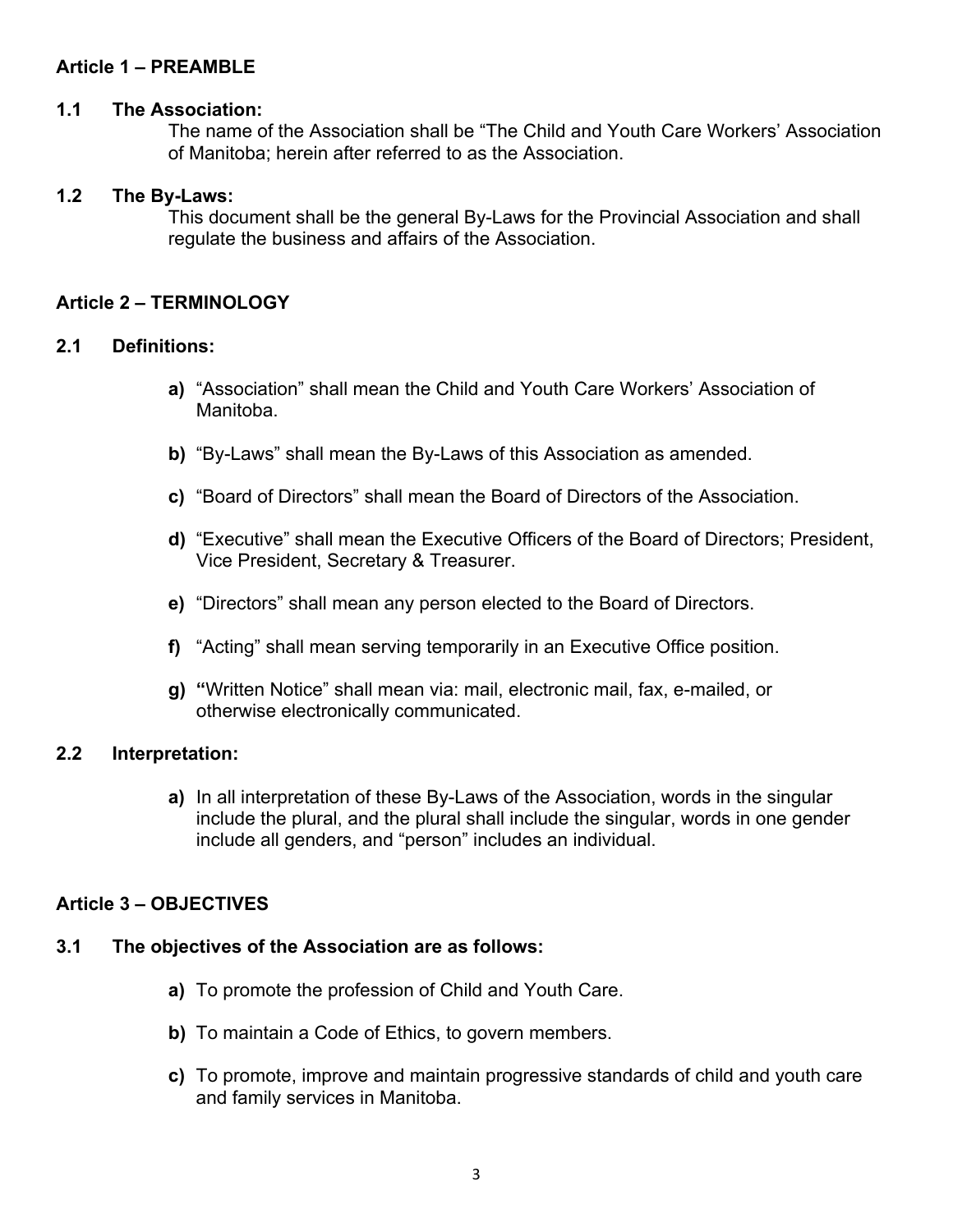## Article 1 – PREAMBLE

### 1.1 The Association:

The name of the Association shall be "The Child and Youth Care Workers' Association of Manitoba; herein after referred to as the Association.

### 1.2 The By-Laws:

This document shall be the general By-Laws for the Provincial Association and shall regulate the business and affairs of the Association.

## Article 2 – TERMINOLOGY

### 2.1 Definitions:

**a)** "Association" shall mean the Child and Youth Care Workers' Association of Manitoba.

**b)** "By-Laws" shall mean the By-Laws of this Association as amended.

**c)** "Board of Directors" shall mean the Board of Directors of the Association.

**d)** "Executive" shall mean the Executive Officers of the Board of Directors; President, Vice President, Secretary & Treasurer.

**e)** "Directors" shall mean any person elected to the Board of Directors.

**f)** "Acting" shall mean serving temporarily in an Executive Office position.

**g) "**Written Notice" shall mean via: mail, electronic mail, fax, e-mailed, or otherwise electronically communicated.

### 2.2 Interpretation:

**a)** In all interpretation of these By-Laws of the Association, words in the singular include the plural, and the plural shall include the singular, words in one gender include all genders, and "person" includes an individual.

## Article 3 – OBJECTIVES

### 3.1 The objectives of the Association are as follows:

**a)** To promote the profession of Child and Youth Care.

**b)** To maintain a Code of Ethics, to govern members.

**c)** To promote, improve and maintain progressive standards of child and youth care and family services in Manitoba.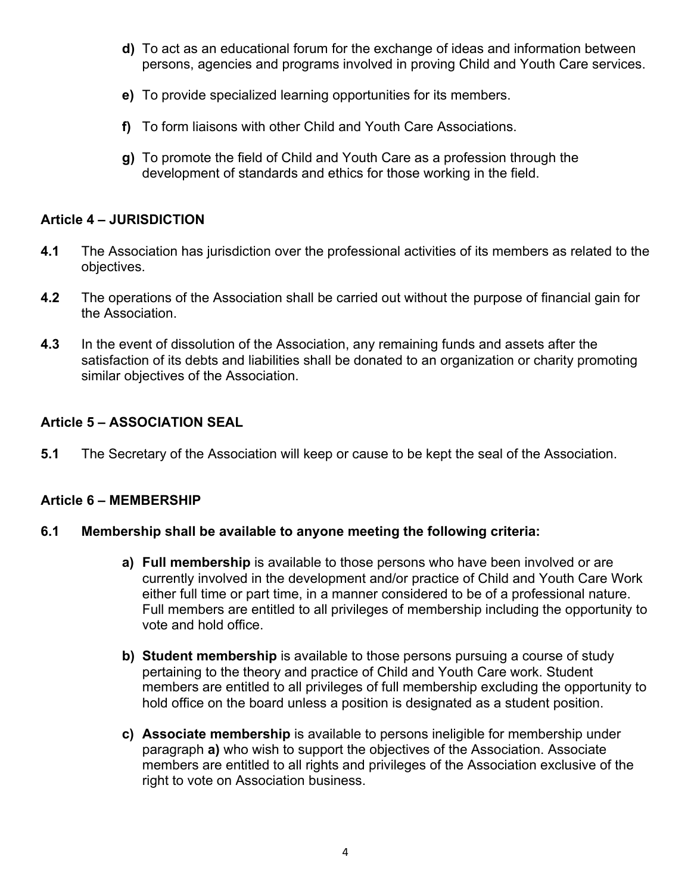**d)** To act as an educational forum for the exchange of ideas and information between persons, agencies and programs involved in proving Child and Youth Care services.

**e)** To provide specialized learning opportunities for its members.

**f)** To form liaisons with other Child and Youth Care Associations.

**g)** To promote the field of Child and Youth Care as a profession through the development of standards and ethics for those working in the field.

### Article 4 – JURISDICTION

**4.1** The Association has jurisdiction over the professional activities of its members as related to the objectives.

**4.2** The operations of the Association shall be carried out without the purpose of financial gain for the Association.

**4.3** In the event of dissolution of the Association, any remaining funds and assets after the satisfaction of its debts and liabilities shall be donated to an organization or charity promoting similar objectives of the Association.

### Article 5 – ASSOCIATION SEAL

**5.1** The Secretary of the Association will keep or cause to be kept the seal of the Association.

### Article 6 – MEMBERSHIP

**6.1 Membership shall be available to anyone meeting the following criteria:**

**a) Full membership** is available to those persons who have been involved or are currently involved in the development and/or practice of Child and Youth Care Work either full time or part time, in a manner considered to be of a professional nature. Full members are entitled to all privileges of membership including the opportunity to vote and hold office.

**b) Student membership** is available to those persons pursuing a course of study pertaining to the theory and practice of Child and Youth Care work. Student members are entitled to all privileges of full membership excluding the opportunity to hold office on the board unless a position is designated as a student position.

**c) Associate membership** is available to persons ineligible for membership under paragraph **a)** who wish to support the objectives of the Association. Associate members are entitled to all rights and privileges of the Association exclusive of the right to vote on Association business.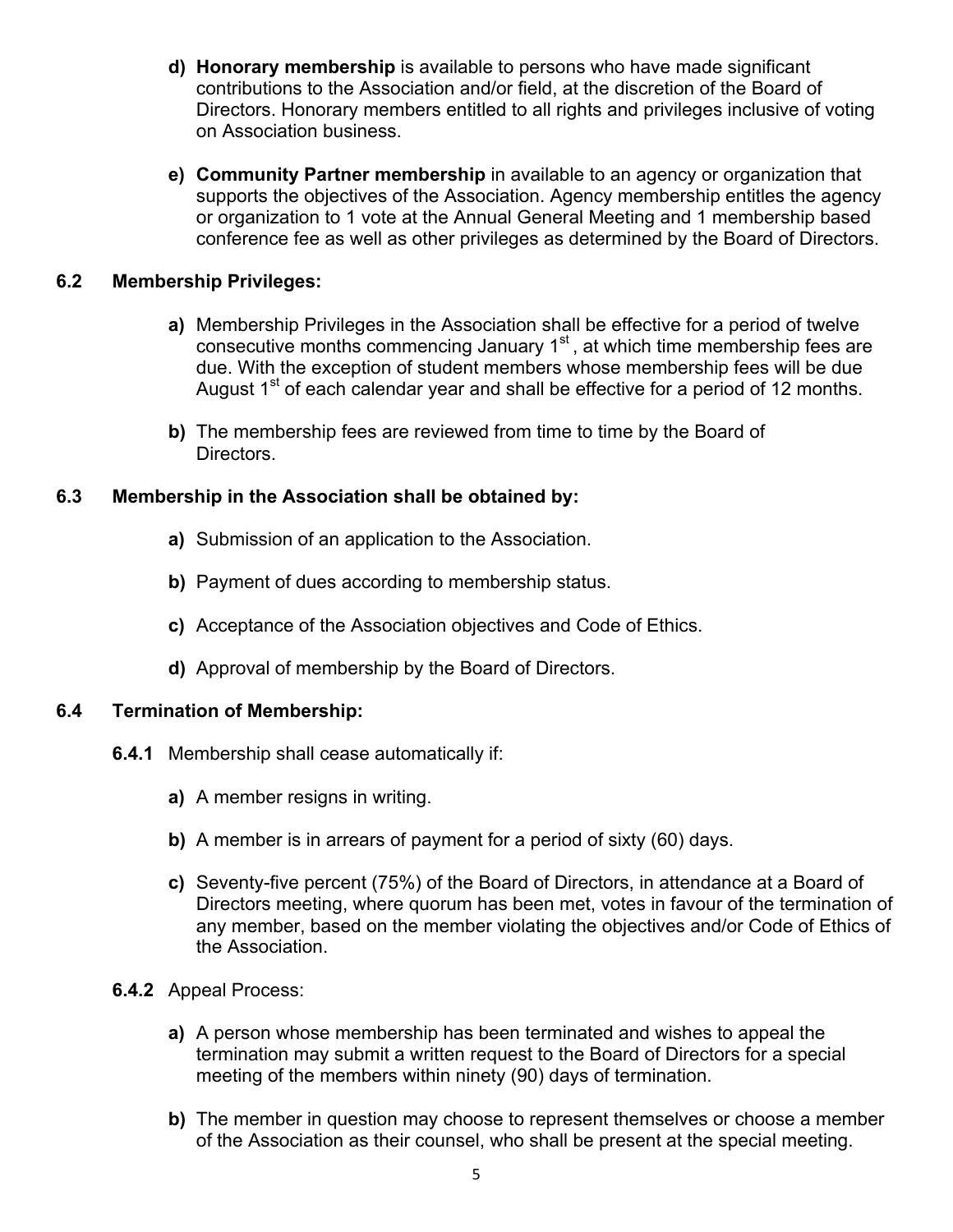**d) Honorary membership** is available to persons who have made significant contributions to the Association and/or field, at the discretion of the Board of Directors. Honorary members entitled to all rights and privileges inclusive of voting on Association business.

**e) Community Partner membership** in available to an agency or organization that supports the objectives of the Association. Agency membership entitles the agency or organization to 1 vote at the Annual General Meeting and 1 membership based conference fee as well as other privileges as determined by the Board of Directors.

### 6.2 Membership Privileges:

**a)** Membership Privileges in the Association shall be effective for a period of twelve consecutive months commencing January 1st , at which time membership fees are due. With the exception of student members whose membership fees will be due August 1st of each calendar year and shall be effective for a period of 12 months.

**b)** The membership fees are reviewed from time to time by the Board of Directors.

### 6.3 Membership in the Association shall be obtained by:

**a)** Submission of an application to the Association.

**b)** Payment of dues according to membership status.

**c)** Acceptance of the Association objectives and Code of Ethics.

**d)** Approval of membership by the Board of Directors.

### 6.4 Termination of Membership:

**6.4.1** Membership shall cease automatically if:

**a)** A member resigns in writing.

**b)** A member is in arrears of payment for a period of sixty (60) days.

**c)** Seventy-five percent (75%) of the Board of Directors, in attendance at a Board of Directors meeting, where quorum has been met, votes in favour of the termination of any member, based on the member violating the objectives and/or Code of Ethics of the Association.

**6.4.2** Appeal Process:

**a)** A person whose membership has been terminated and wishes to appeal the termination may submit a written request to the Board of Directors for a special meeting of the members within ninety (90) days of termination.

**b)** The member in question may choose to represent themselves or choose a member of the Association as their counsel, who shall be present at the special meeting.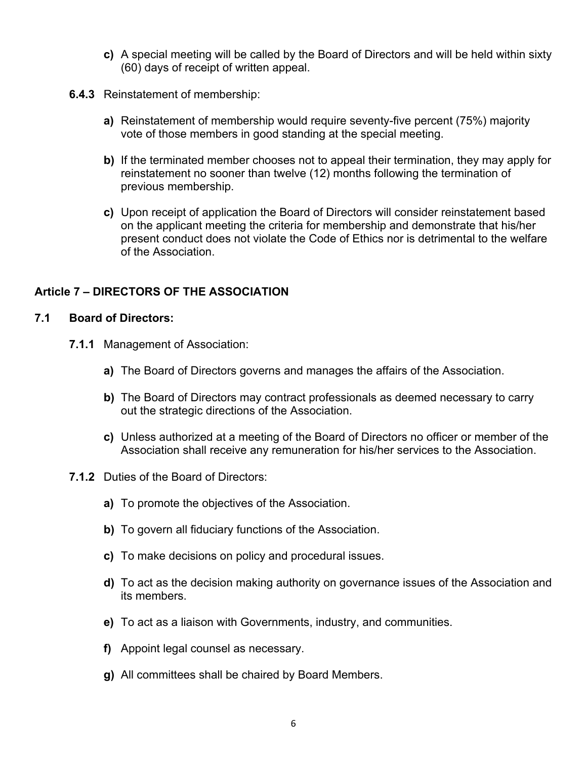**c)** A special meeting will be called by the Board of Directors and will be held within sixty (60) days of receipt of written appeal.

**6.4.3** Reinstatement of membership:

**a)** Reinstatement of membership would require seventy-five percent (75%) majority vote of those members in good standing at the special meeting.

**b)** If the terminated member chooses not to appeal their termination, they may apply for reinstatement no sooner than twelve (12) months following the termination of previous membership.

**c)** Upon receipt of application the Board of Directors will consider reinstatement based on the applicant meeting the criteria for membership and demonstrate that his/her present conduct does not violate the Code of Ethics nor is detrimental to the welfare of the Association.

## Article 7 – DIRECTORS OF THE ASSOCIATION

### 7.1 Board of Directors:

**7.1.1** Management of Association:

**a)** The Board of Directors governs and manages the affairs of the Association.

**b)** The Board of Directors may contract professionals as deemed necessary to carry out the strategic directions of the Association.

**c)** Unless authorized at a meeting of the Board of Directors no officer or member of the Association shall receive any remuneration for his/her services to the Association.

**7.1.2** Duties of the Board of Directors:

**a)** To promote the objectives of the Association.

**b)** To govern all fiduciary functions of the Association.

**c)** To make decisions on policy and procedural issues.

**d)** To act as the decision making authority on governance issues of the Association and its members.

**e)** To act as a liaison with Governments, industry, and communities.

**f)** Appoint legal counsel as necessary.

**g)** All committees shall be chaired by Board Members.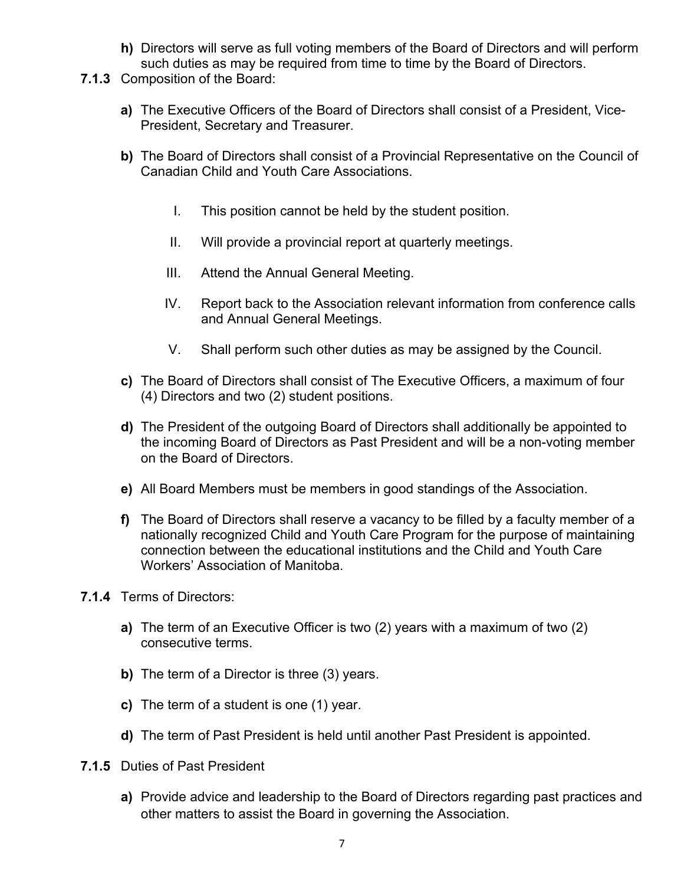h) Directors will serve as full voting members of the Board of Directors and will perform such duties as may be required from time to time by the Board of Directors.

**7.1.3** Composition of the Board:

**a)** The Executive Officers of the Board of Directors shall consist of a President, Vice-President, Secretary and Treasurer.

**b)** The Board of Directors shall consist of a Provincial Representative on the Council of Canadian Child and Youth Care Associations.

I. This position cannot be held by the student position.

II. Will provide a provincial report at quarterly meetings.

III. Attend the Annual General Meeting.

IV. Report back to the Association relevant information from conference calls and Annual General Meetings.

V. Shall perform such other duties as may be assigned by the Council.

**c)** The Board of Directors shall consist of The Executive Officers, a maximum of four (4) Directors and two (2) student positions.

**d)** The President of the outgoing Board of Directors shall additionally be appointed to the incoming Board of Directors as Past President and will be a non-voting member on the Board of Directors.

**e)** All Board Members must be members in good standings of the Association.

**f)** The Board of Directors shall reserve a vacancy to be filled by a faculty member of a nationally recognized Child and Youth Care Program for the purpose of maintaining connection between the educational institutions and the Child and Youth Care Workers' Association of Manitoba.

**7.1.4** Terms of Directors:

**a)** The term of an Executive Officer is two (2) years with a maximum of two (2) consecutive terms.

**b)** The term of a Director is three (3) years.

**c)** The term of a student is one (1) year.

**d)** The term of Past President is held until another Past President is appointed.

**7.1.5** Duties of Past President

**a)** Provide advice and leadership to the Board of Directors regarding past practices and other matters to assist the Board in governing the Association.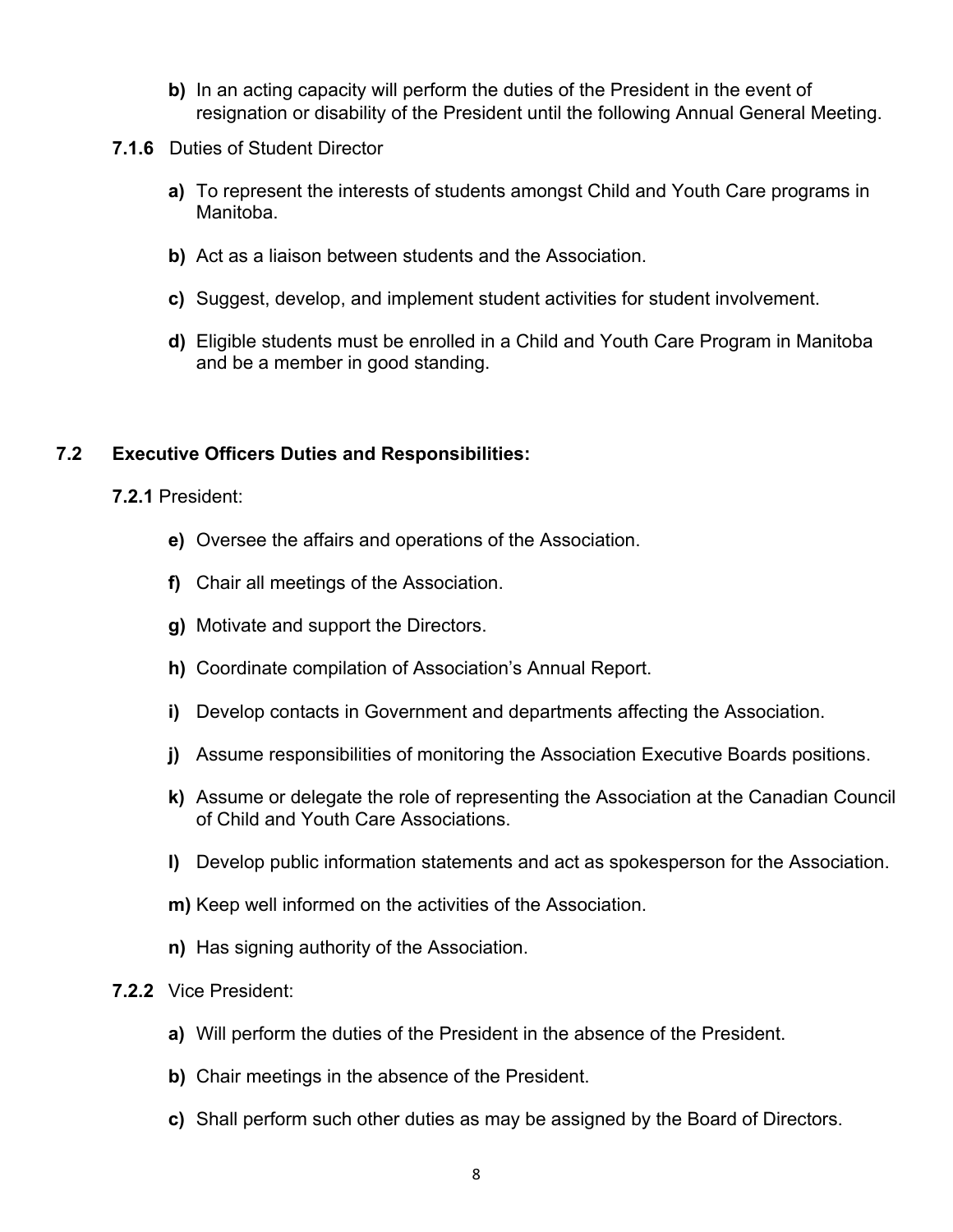**b)** In an acting capacity will perform the duties of the President in the event of resignation or disability of the President until the following Annual General Meeting.

**7.1.6** Duties of Student Director

**a)** To represent the interests of students amongst Child and Youth Care programs in Manitoba.

**b)** Act as a liaison between students and the Association.

**c)** Suggest, develop, and implement student activities for student involvement.

**d)** Eligible students must be enrolled in a Child and Youth Care Program in Manitoba and be a member in good standing.

## 7.2 Executive Officers Duties and Responsibilities:

**7.2.1** President:

**e)** Oversee the affairs and operations of the Association.

**f)** Chair all meetings of the Association.

**g)** Motivate and support the Directors.

**h)** Coordinate compilation of Association's Annual Report.

**i)** Develop contacts in Government and departments affecting the Association.

**j)** Assume responsibilities of monitoring the Association Executive Boards positions.

**k)** Assume or delegate the role of representing the Association at the Canadian Council of Child and Youth Care Associations.

**l)** Develop public information statements and act as spokesperson for the Association.

**m)** Keep well informed on the activities of the Association.

**n)** Has signing authority of the Association.

**7.2.2** Vice President:

**a)** Will perform the duties of the President in the absence of the President.

**b)** Chair meetings in the absence of the President.

**c)** Shall perform such other duties as may be assigned by the Board of Directors.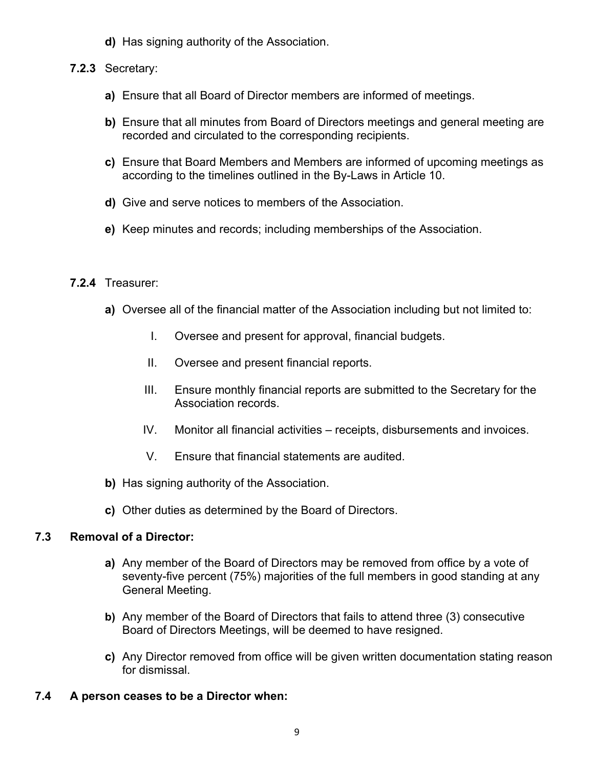**d)** Has signing authority of the Association.

**7.2.3** Secretary:

**a)** Ensure that all Board of Director members are informed of meetings.

**b)** Ensure that all minutes from Board of Directors meetings and general meeting are recorded and circulated to the corresponding recipients.

**c)** Ensure that Board Members and Members are informed of upcoming meetings as according to the timelines outlined in the By-Laws in Article 10.

**d)** Give and serve notices to members of the Association.

**e)** Keep minutes and records; including memberships of the Association.

**7.2.4** Treasurer:

**a)** Oversee all of the financial matter of the Association including but not limited to:

I. Oversee and present for approval, financial budgets.

II. Oversee and present financial reports.

III. Ensure monthly financial reports are submitted to the Secretary for the Association records.

IV. Monitor all financial activities – receipts, disbursements and invoices.

V. Ensure that financial statements are audited.

**b)** Has signing authority of the Association.

**c)** Other duties as determined by the Board of Directors.

## 7.3 Removal of a Director:

**a)** Any member of the Board of Directors may be removed from office by a vote of seventy-five percent (75%) majorities of the full members in good standing at any General Meeting.

**b)** Any member of the Board of Directors that fails to attend three (3) consecutive Board of Directors Meetings, will be deemed to have resigned.

**c)** Any Director removed from office will be given written documentation stating reason for dismissal.

## 7.4 A person ceases to be a Director when: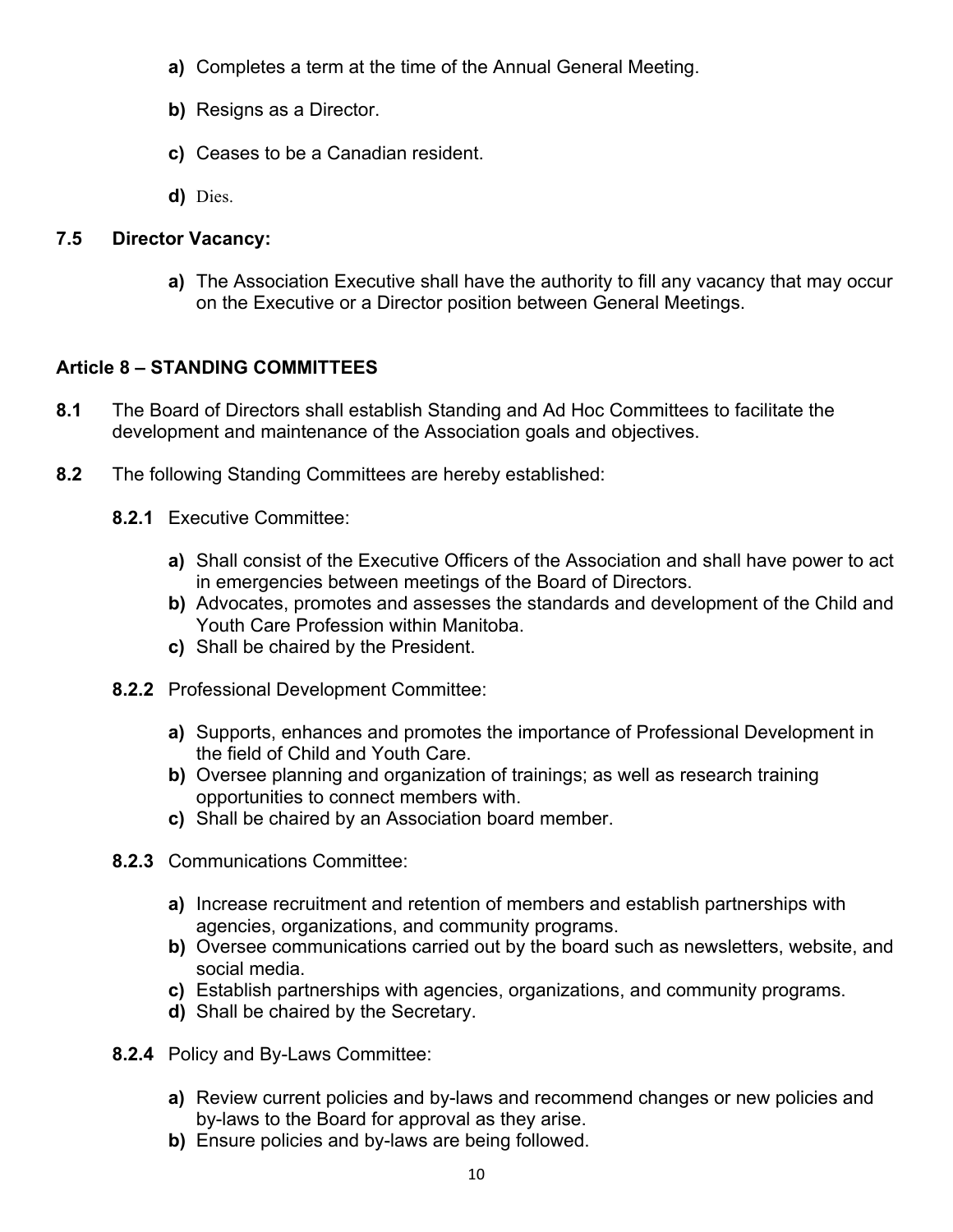**a)** Completes a term at the time of the Annual General Meeting.

**b)** Resigns as a Director.

**c)** Ceases to be a Canadian resident.

**d)** Dies.

### 7.5 Director Vacancy:

**a)** The Association Executive shall have the authority to fill any vacancy that may occur on the Executive or a Director position between General Meetings.

## Article 8 – STANDING COMMITTEES

**8.1** The Board of Directors shall establish Standing and Ad Hoc Committees to facilitate the development and maintenance of the Association goals and objectives.

**8.2** The following Standing Committees are hereby established:

**8.2.1** Executive Committee:

**a)** Shall consist of the Executive Officers of the Association and shall have power to act in emergencies between meetings of the Board of Directors.
**b)** Advocates, promotes and assesses the standards and development of the Child and Youth Care Profession within Manitoba.
**c)** Shall be chaired by the President.

**8.2.2** Professional Development Committee:

**a)** Supports, enhances and promotes the importance of Professional Development in the field of Child and Youth Care.
**b)** Oversee planning and organization of trainings; as well as research training opportunities to connect members with.
**c)** Shall be chaired by an Association board member.

**8.2.3** Communications Committee:

**a)** Increase recruitment and retention of members and establish partnerships with agencies, organizations, and community programs.
**b)** Oversee communications carried out by the board such as newsletters, website, and social media.
**c)** Establish partnerships with agencies, organizations, and community programs.
**d)** Shall be chaired by the Secretary.

**8.2.4** Policy and By-Laws Committee:

**a)** Review current policies and by-laws and recommend changes or new policies and by-laws to the Board for approval as they arise.
**b)** Ensure policies and by-laws are being followed.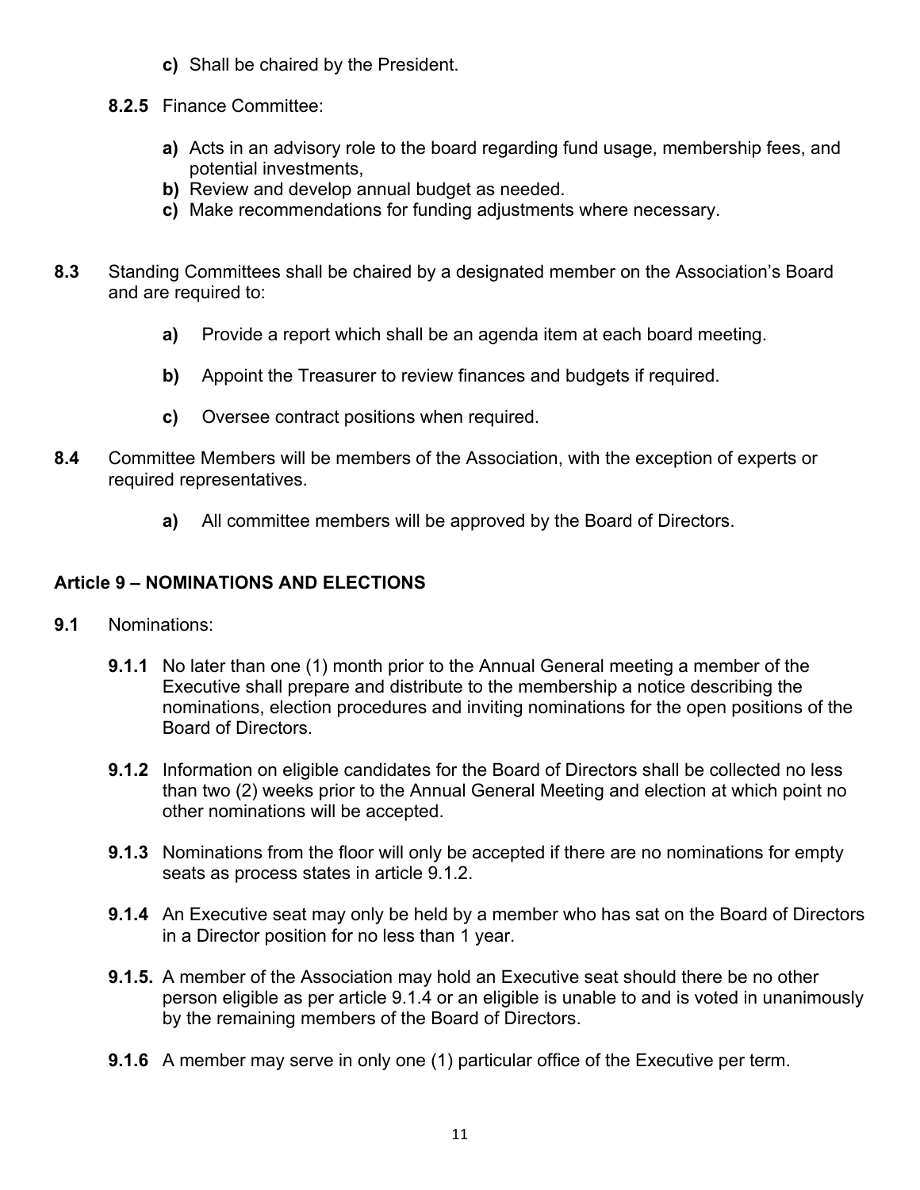**c)** Shall be chaired by the President.

**8.2.5** Finance Committee:

**a)** Acts in an advisory role to the board regarding fund usage, membership fees, and potential investments,
**b)** Review and develop annual budget as needed.
**c)** Make recommendations for funding adjustments where necessary.

**8.3** Standing Committees shall be chaired by a designated member on the Association's Board and are required to:

**a)** Provide a report which shall be an agenda item at each board meeting.

**b)** Appoint the Treasurer to review finances and budgets if required.

**c)** Oversee contract positions when required.

**8.4** Committee Members will be members of the Association, with the exception of experts or required representatives.

**a)** All committee members will be approved by the Board of Directors.

## Article 9 – NOMINATIONS AND ELECTIONS

**9.1** Nominations:

**9.1.1** No later than one (1) month prior to the Annual General meeting a member of the Executive shall prepare and distribute to the membership a notice describing the nominations, election procedures and inviting nominations for the open positions of the Board of Directors.

**9.1.2** Information on eligible candidates for the Board of Directors shall be collected no less than two (2) weeks prior to the Annual General Meeting and election at which point no other nominations will be accepted.

**9.1.3** Nominations from the floor will only be accepted if there are no nominations for empty seats as process states in article 9.1.2.

**9.1.4** An Executive seat may only be held by a member who has sat on the Board of Directors in a Director position for no less than 1 year.

**9.1.5.** A member of the Association may hold an Executive seat should there be no other person eligible as per article 9.1.4 or an eligible is unable to and is voted in unanimously by the remaining members of the Board of Directors.

**9.1.6** A member may serve in only one (1) particular office of the Executive per term.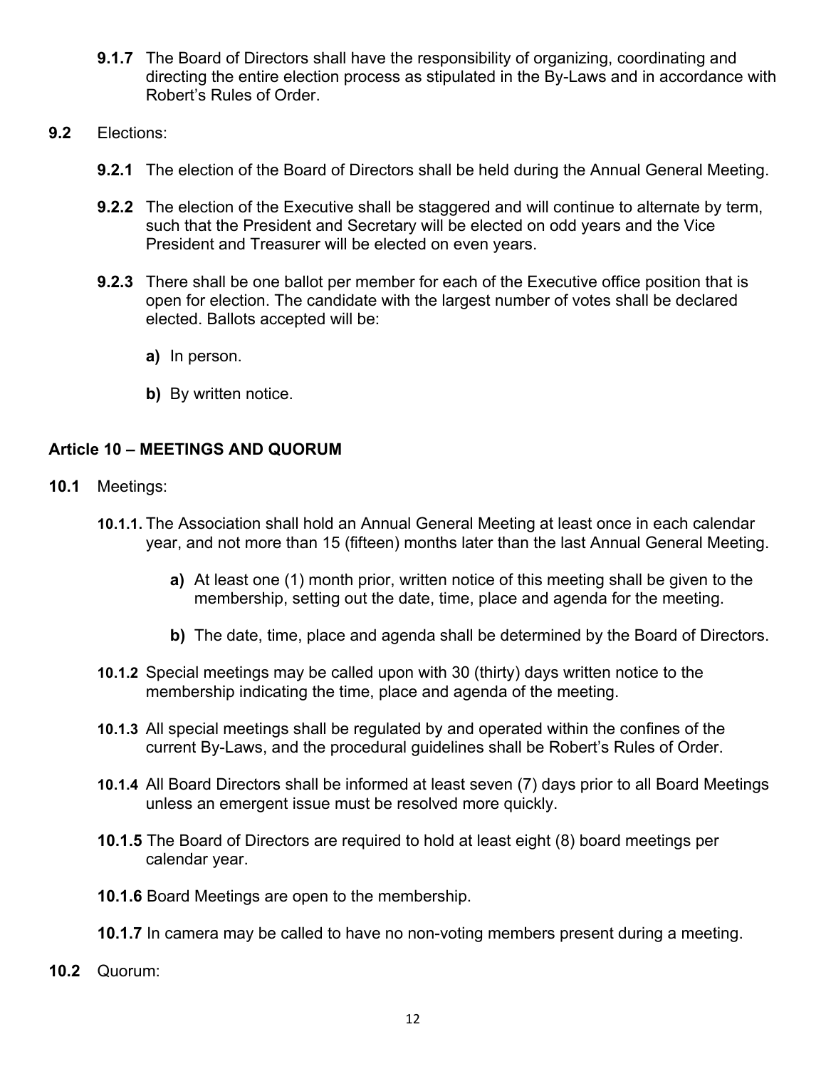**9.1.7** The Board of Directors shall have the responsibility of organizing, coordinating and directing the entire election process as stipulated in the By-Laws and in accordance with Robert's Rules of Order.

**9.2** Elections:

**9.2.1** The election of the Board of Directors shall be held during the Annual General Meeting.

**9.2.2** The election of the Executive shall be staggered and will continue to alternate by term, such that the President and Secretary will be elected on odd years and the Vice President and Treasurer will be elected on even years.

**9.2.3** There shall be one ballot per member for each of the Executive office position that is open for election. The candidate with the largest number of votes shall be declared elected. Ballots accepted will be:

**a)** In person.

**b)** By written notice.

### Article 10 – MEETINGS AND QUORUM

**10.1** Meetings:

**10.1.1.** The Association shall hold an Annual General Meeting at least once in each calendar year, and not more than 15 (fifteen) months later than the last Annual General Meeting.

**a)** At least one (1) month prior, written notice of this meeting shall be given to the membership, setting out the date, time, place and agenda for the meeting.

**b)** The date, time, place and agenda shall be determined by the Board of Directors.

**10.1.2** Special meetings may be called upon with 30 (thirty) days written notice to the membership indicating the time, place and agenda of the meeting.

**10.1.3** All special meetings shall be regulated by and operated within the confines of the current By-Laws, and the procedural guidelines shall be Robert's Rules of Order.

**10.1.4** All Board Directors shall be informed at least seven (7) days prior to all Board Meetings unless an emergent issue must be resolved more quickly.

**10.1.5** The Board of Directors are required to hold at least eight (8) board meetings per calendar year.

**10.1.6** Board Meetings are open to the membership.

**10.1.7** In camera may be called to have no non-voting members present during a meeting.

**10.2** Quorum: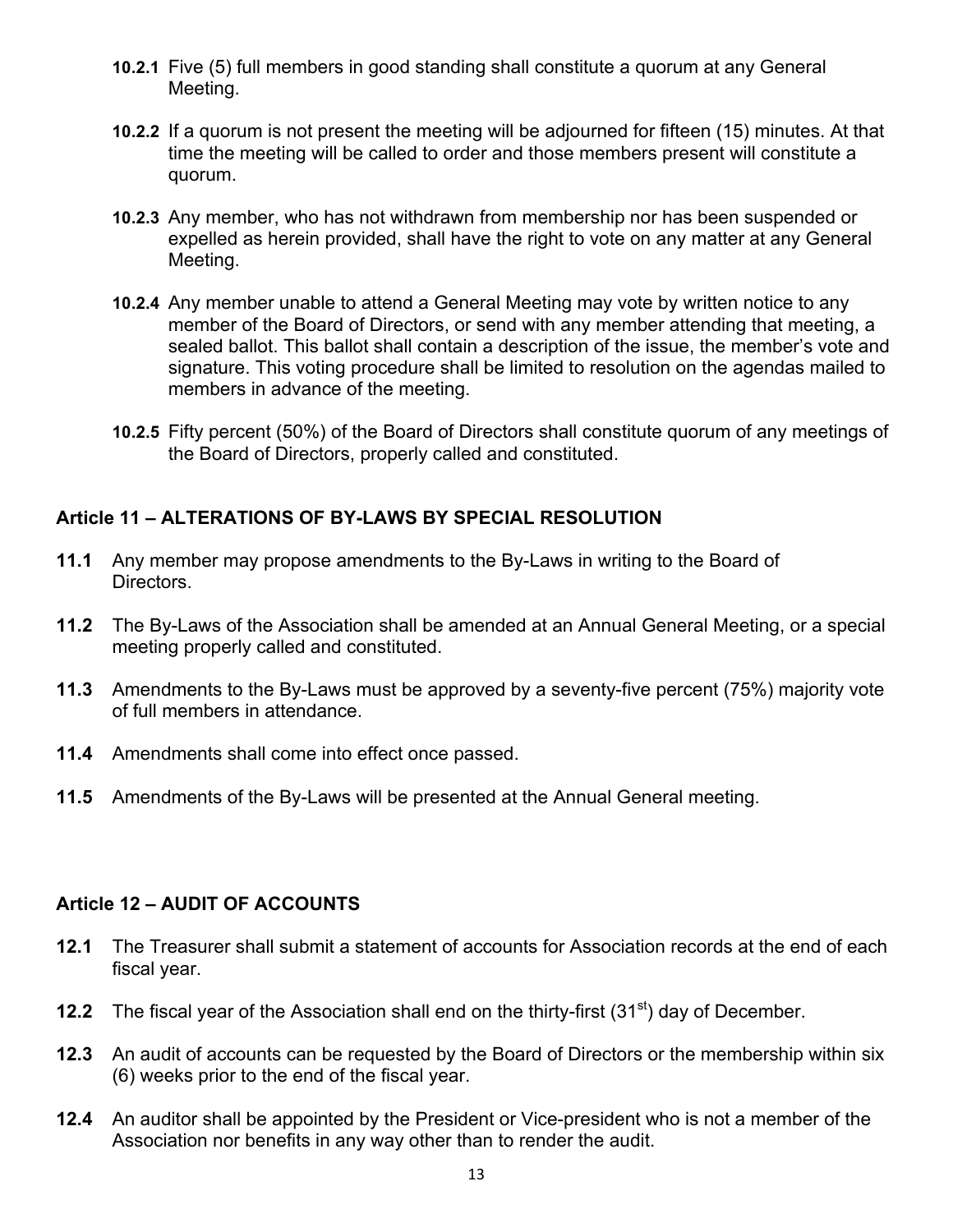**10.2.1** Five (5) full members in good standing shall constitute a quorum at any General Meeting.

**10.2.2** If a quorum is not present the meeting will be adjourned for fifteen (15) minutes. At that time the meeting will be called to order and those members present will constitute a quorum.

**10.2.3** Any member, who has not withdrawn from membership nor has been suspended or expelled as herein provided, shall have the right to vote on any matter at any General Meeting.

**10.2.4** Any member unable to attend a General Meeting may vote by written notice to any member of the Board of Directors, or send with any member attending that meeting, a sealed ballot. This ballot shall contain a description of the issue, the member's vote and signature. This voting procedure shall be limited to resolution on the agendas mailed to members in advance of the meeting.

**10.2.5** Fifty percent (50%) of the Board of Directors shall constitute quorum of any meetings of the Board of Directors, properly called and constituted.

## Article 11 – ALTERATIONS OF BY-LAWS BY SPECIAL RESOLUTION

**11.1** Any member may propose amendments to the By-Laws in writing to the Board of Directors.

**11.2** The By-Laws of the Association shall be amended at an Annual General Meeting, or a special meeting properly called and constituted.

**11.3** Amendments to the By-Laws must be approved by a seventy-five percent (75%) majority vote of full members in attendance.

**11.4** Amendments shall come into effect once passed.

**11.5** Amendments of the By-Laws will be presented at the Annual General meeting.

## Article 12 – AUDIT OF ACCOUNTS

**12.1** The Treasurer shall submit a statement of accounts for Association records at the end of each fiscal year.

**12.2** The fiscal year of the Association shall end on the thirty-first (31st) day of December.

**12.3** An audit of accounts can be requested by the Board of Directors or the membership within six (6) weeks prior to the end of the fiscal year.

**12.4** An auditor shall be appointed by the President or Vice-president who is not a member of the Association nor benefits in any way other than to render the audit.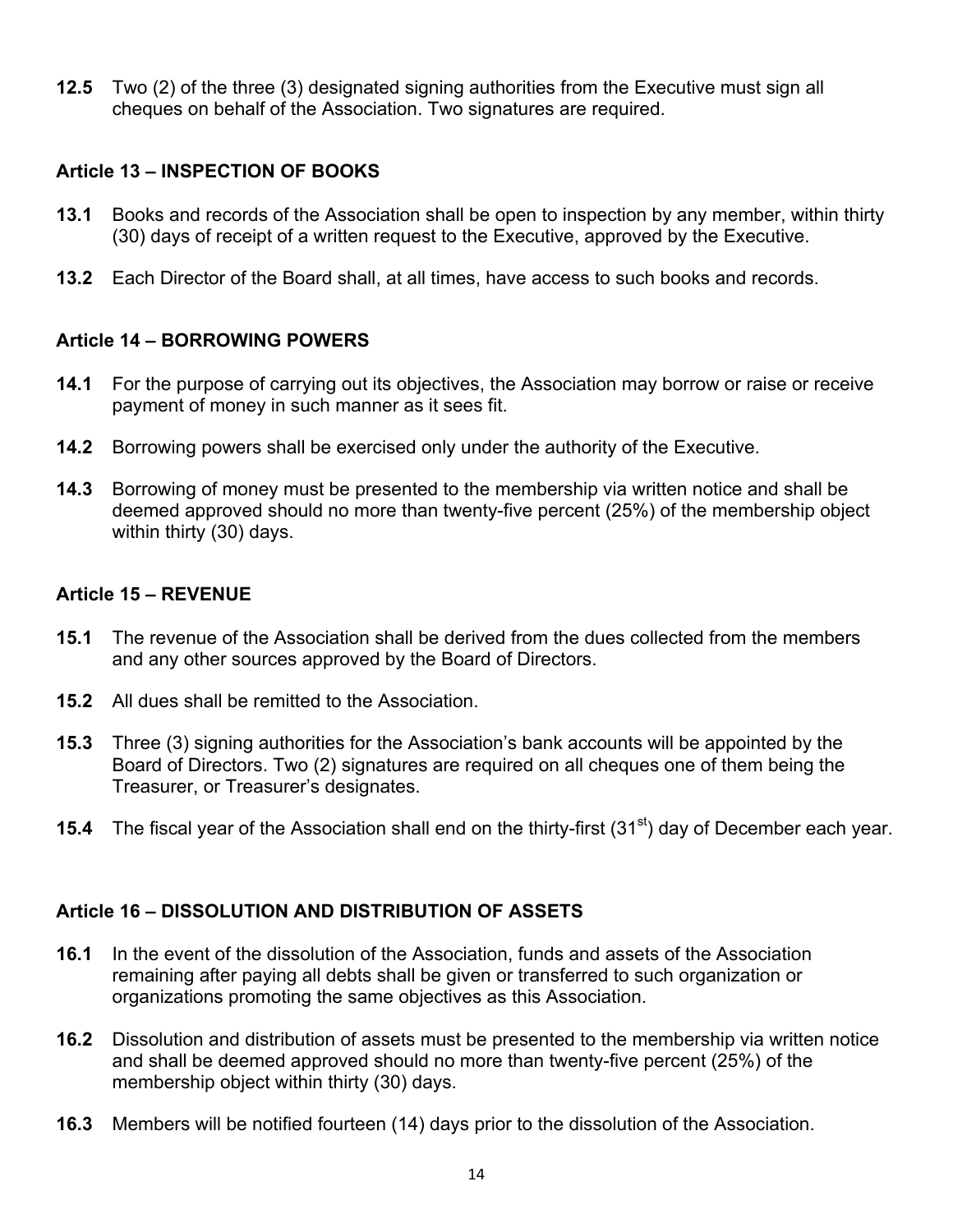**12.5** Two (2) of the three (3) designated signing authorities from the Executive must sign all cheques on behalf of the Association. Two signatures are required.

## Article 13 – INSPECTION OF BOOKS

**13.1** Books and records of the Association shall be open to inspection by any member, within thirty (30) days of receipt of a written request to the Executive, approved by the Executive.

**13.2** Each Director of the Board shall, at all times, have access to such books and records.

## Article 14 – BORROWING POWERS

**14.1** For the purpose of carrying out its objectives, the Association may borrow or raise or receive payment of money in such manner as it sees fit.

**14.2** Borrowing powers shall be exercised only under the authority of the Executive.

**14.3** Borrowing of money must be presented to the membership via written notice and shall be deemed approved should no more than twenty-five percent (25%) of the membership object within thirty (30) days.

## Article 15 – REVENUE

**15.1** The revenue of the Association shall be derived from the dues collected from the members and any other sources approved by the Board of Directors.

**15.2** All dues shall be remitted to the Association.

**15.3** Three (3) signing authorities for the Association's bank accounts will be appointed by the Board of Directors. Two (2) signatures are required on all cheques one of them being the Treasurer, or Treasurer's designates.

**15.4** The fiscal year of the Association shall end on the thirty-first (31st) day of December each year.

## Article 16 – DISSOLUTION AND DISTRIBUTION OF ASSETS

**16.1** In the event of the dissolution of the Association, funds and assets of the Association remaining after paying all debts shall be given or transferred to such organization or organizations promoting the same objectives as this Association.

**16.2** Dissolution and distribution of assets must be presented to the membership via written notice and shall be deemed approved should no more than twenty-five percent (25%) of the membership object within thirty (30) days.

**16.3** Members will be notified fourteen (14) days prior to the dissolution of the Association.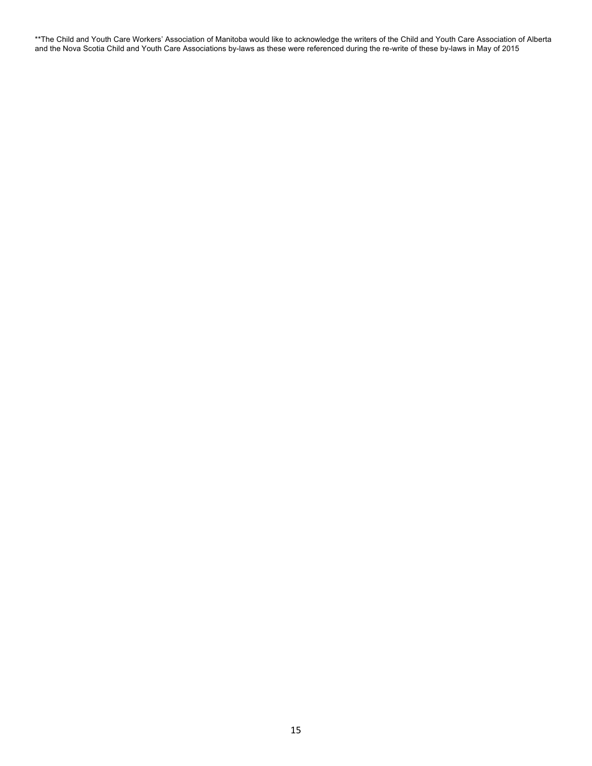**The Child and Youth Care Workers' Association of Manitoba would like to acknowledge the writers of the Child and Youth Care Association of Alberta and the Nova Scotia Child and Youth Care Associations by-laws as these were referenced during the re-write of these by-laws in May of 2015